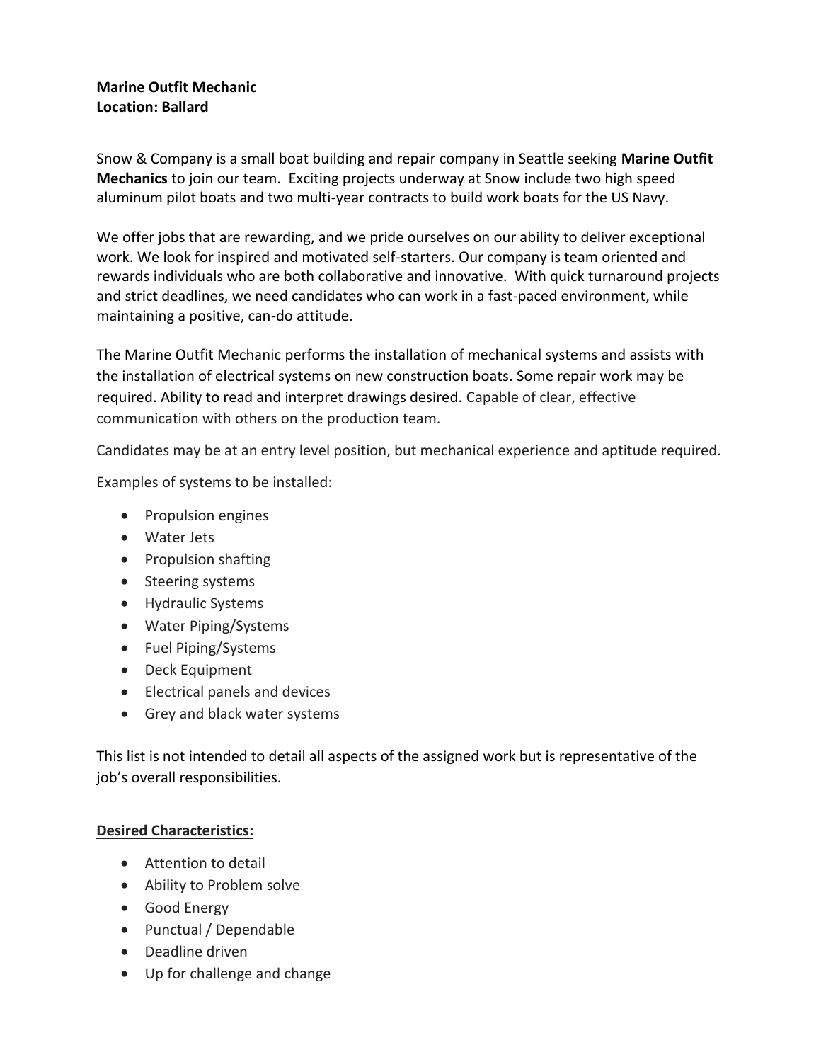**Marine Outfit Mechanic**
**Location: Ballard**

Snow & Company is a small boat building and repair company in Seattle seeking **Marine Outfit Mechanics** to join our team. Exciting projects underway at Snow include two high speed aluminum pilot boats and two multi-year contracts to build work boats for the US Navy.

We offer jobs that are rewarding, and we pride ourselves on our ability to deliver exceptional work. We look for inspired and motivated self-starters. Our company is team oriented and rewards individuals who are both collaborative and innovative. With quick turnaround projects and strict deadlines, we need candidates who can work in a fast-paced environment, while maintaining a positive, can-do attitude.

The Marine Outfit Mechanic performs the installation of mechanical systems and assists with the installation of electrical systems on new construction boats. Some repair work may be required. Ability to read and interpret drawings desired. Capable of clear, effective communication with others on the production team.

Candidates may be at an entry level position, but mechanical experience and aptitude required.

Examples of systems to be installed:

- Propulsion engines
- Water Jets
- Propulsion shafting
- Steering systems
- Hydraulic Systems
- Water Piping/Systems
- Fuel Piping/Systems
- Deck Equipment
- Electrical panels and devices
- Grey and black water systems

This list is not intended to detail all aspects of the assigned work but is representative of the job's overall responsibilities.

**Desired Characteristics:**

- Attention to detail
- Ability to Problem solve
- Good Energy
- Punctual / Dependable
- Deadline driven
- Up for challenge and change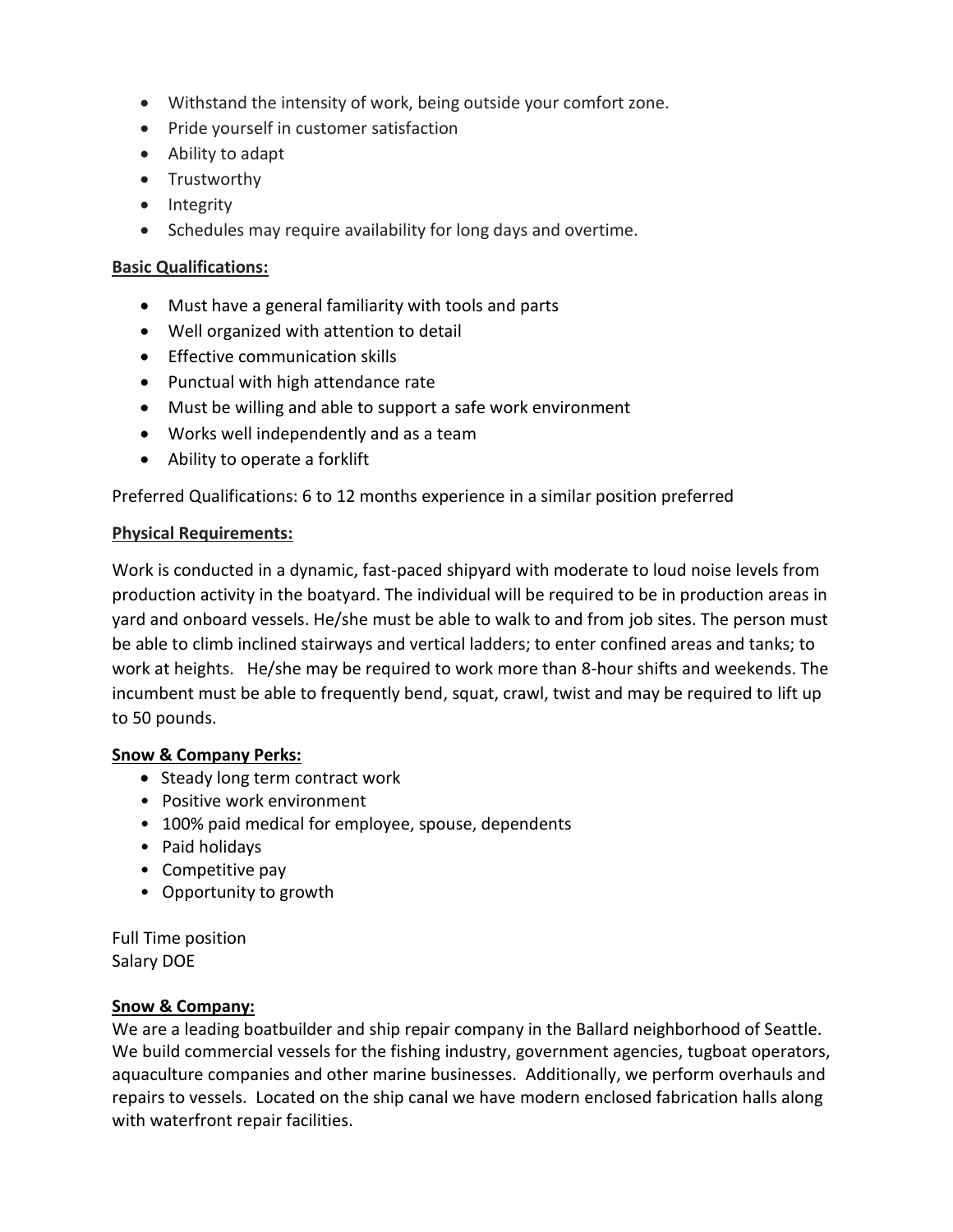- Withstand the intensity of work, being outside your comfort zone.
- Pride yourself in customer satisfaction
- Ability to adapt
- Trustworthy
- Integrity
- Schedules may require availability for long days and overtime.

**Basic Qualifications:**

- Must have a general familiarity with tools and parts
- Well organized with attention to detail
- Effective communication skills
- Punctual with high attendance rate
- Must be willing and able to support a safe work environment
- Works well independently and as a team
- Ability to operate a forklift

Preferred Qualifications: 6 to 12 months experience in a similar position preferred

**Physical Requirements:**

Work is conducted in a dynamic, fast-paced shipyard with moderate to loud noise levels from production activity in the boatyard. The individual will be required to be in production areas in yard and onboard vessels. He/she must be able to walk to and from job sites. The person must be able to climb inclined stairways and vertical ladders; to enter confined areas and tanks; to work at heights. He/she may be required to work more than 8-hour shifts and weekends. The incumbent must be able to frequently bend, squat, crawl, twist and may be required to lift up to 50 pounds.

**Snow & Company Perks:**

- Steady long term contract work
- Positive work environment
- 100% paid medical for employee, spouse, dependents
- Paid holidays
- Competitive pay
- Opportunity to growth

Full Time position
Salary DOE

**Snow & Company:**

We are a leading boatbuilder and ship repair company in the Ballard neighborhood of Seattle. We build commercial vessels for the fishing industry, government agencies, tugboat operators, aquaculture companies and other marine businesses. Additionally, we perform overhauls and repairs to vessels. Located on the ship canal we have modern enclosed fabrication halls along with waterfront repair facilities.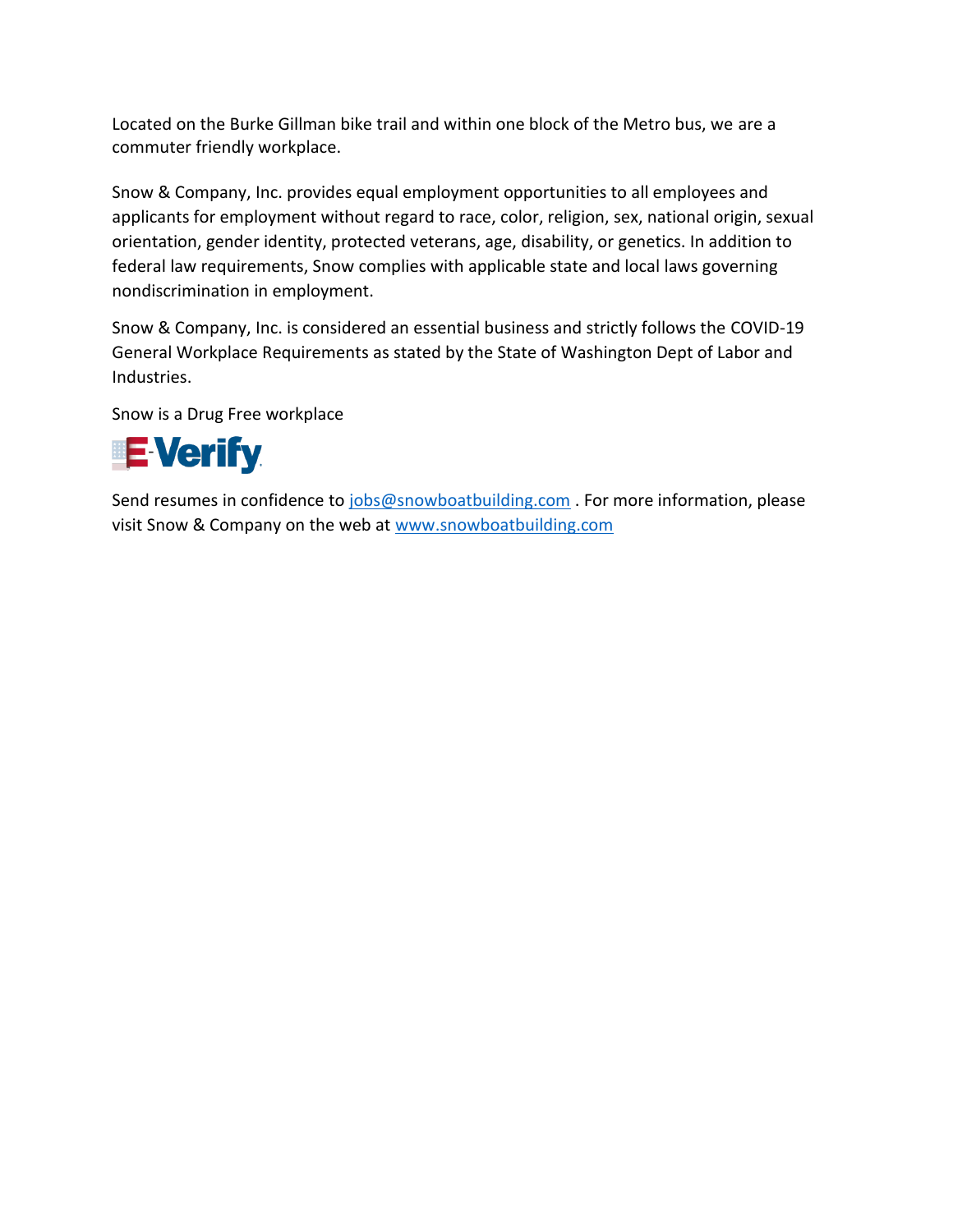Located on the Burke Gillman bike trail and within one block of the Metro bus, we are a commuter friendly workplace.

Snow & Company, Inc. provides equal employment opportunities to all employees and applicants for employment without regard to race, color, religion, sex, national origin, sexual orientation, gender identity, protected veterans, age, disability, or genetics. In addition to federal law requirements, Snow complies with applicable state and local laws governing nondiscrimination in employment.

Snow & Company, Inc. is considered an essential business and strictly follows the COVID-19 General Workplace Requirements as stated by the State of Washington Dept of Labor and Industries.

Snow is a Drug Free workplace

E-Verify

Send resumes in confidence to jobs@snowboatbuilding.com . For more information, please visit Snow & Company on the web at www.snowboatbuilding.com